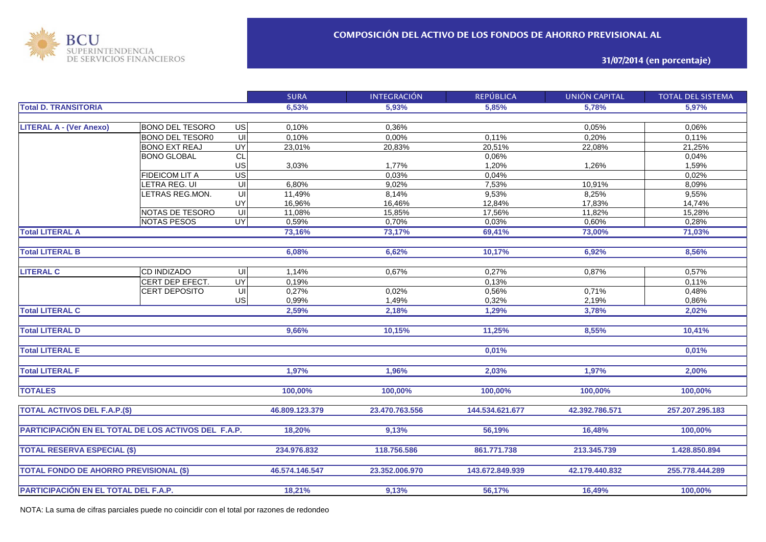BCU SUPERINTENDENCIA DE SERVICIOS FINANCIEROS

# COMPOSICIÓN DEL ACTIVO DE LOS FONDOS DE AHORRO PREVISIONAL AL

## 31/07/2014 (en porcentaje)

| | | | SURA | INTEGRACIÓN | REPÚBLICA | UNIÓN CAPITAL | TOTAL DEL SISTEMA |
|---|---|---|---|---|---|---|---|
| **Total D. TRANSITORIA** | | | **6,53%** | **5,93%** | **5,85%** | **5,78%** | **5,97%** |
| **LITERAL A - (Ver Anexo)** | BONO DEL TESORO | US | 0,10% | 0,36% | | 0,05% | 0,06% |
| | BONO DEL TESOR0 | UI | 0,10% | 0,00% | 0,11% | 0,20% | 0,11% |
| | BONO EXT REAJ | UY | 23,01% | 20,83% | 20,51% | 22,08% | 21,25% |
| | BONO GLOBAL | CL | | | 0,06% | | 0,04% |
| | | US | 3,03% | 1,77% | 1,20% | 1,26% | 1,59% |
| | FIDEICOM LIT A | US | | 0,03% | 0,04% | | 0,02% |
| | LETRA REG. UI | UI | 6,80% | 9,02% | 7,53% | 10,91% | 8,09% |
| | LETRAS REG.MON. | UI | 11,49% | 8,14% | 9,53% | 8,25% | 9,55% |
| | | UY | 16,96% | 16,46% | 12,84% | 17,83% | 14,74% |
| | NOTAS DE TESORO | UI | 11,08% | 15,85% | 17,56% | 11,82% | 15,28% |
| | NOTAS PESOS | UY | 0,59% | 0,70% | 0,03% | 0,60% | 0,28% |
| **Total LITERAL A** | | | **73,16%** | **73,17%** | **69,41%** | **73,00%** | **71,03%** |
| **Total LITERAL B** | | | **6,08%** | **6,62%** | **10,17%** | **6,92%** | **8,56%** |
| **LITERAL C** | CD INDIZADO | UI | 1,14% | 0,67% | 0,27% | 0,87% | 0,57% |
| | CERT DEP EFECT. | UY | 0,19% | | 0,13% | | 0,11% |
| | CERT DEPOSITO | UI | 0,27% | 0,02% | 0,56% | 0,71% | 0,48% |
| | | US | 0,99% | 1,49% | 0,32% | 2,19% | 0,86% |
| **Total LITERAL C** | | | **2,59%** | **2,18%** | **1,29%** | **3,78%** | **2,02%** |
| **Total LITERAL D** | | | **9,66%** | **10,15%** | **11,25%** | **8,55%** | **10,41%** |
| **Total LITERAL E** | | | | | **0,01%** | | **0,01%** |
| **Total LITERAL F** | | | **1,97%** | **1,96%** | **2,03%** | **1,97%** | **2,00%** |
| **TOTALES** | | | **100,00%** | **100,00%** | **100,00%** | **100,00%** | **100,00%** |
| **TOTAL ACTIVOS DEL F.A.P.($)** | | | **46.809.123.379** | **23.470.763.556** | **144.534.621.677** | **42.392.786.571** | **257.207.295.183** |
| **PARTICIPACIÓN EN EL TOTAL DE LOS ACTIVOS DEL F.A.P.** | | | **18,20%** | **9,13%** | **56,19%** | **16,48%** | **100,00%** |
| **TOTAL RESERVA ESPECIAL ($)** | | | **234.976.832** | **118.756.586** | **861.771.738** | **213.345.739** | **1.428.850.894** |
| **TOTAL FONDO DE AHORRO PREVISIONAL ($)** | | | **46.574.146.547** | **23.352.006.970** | **143.672.849.939** | **42.179.440.832** | **255.778.444.289** |
| **PARTICIPACIÓN EN EL TOTAL DEL F.A.P.** | | | **18,21%** | **9,13%** | **56,17%** | **16,49%** | **100,00%** |

NOTA: La suma de cifras parciales puede no coincidir con el total por razones de redondeo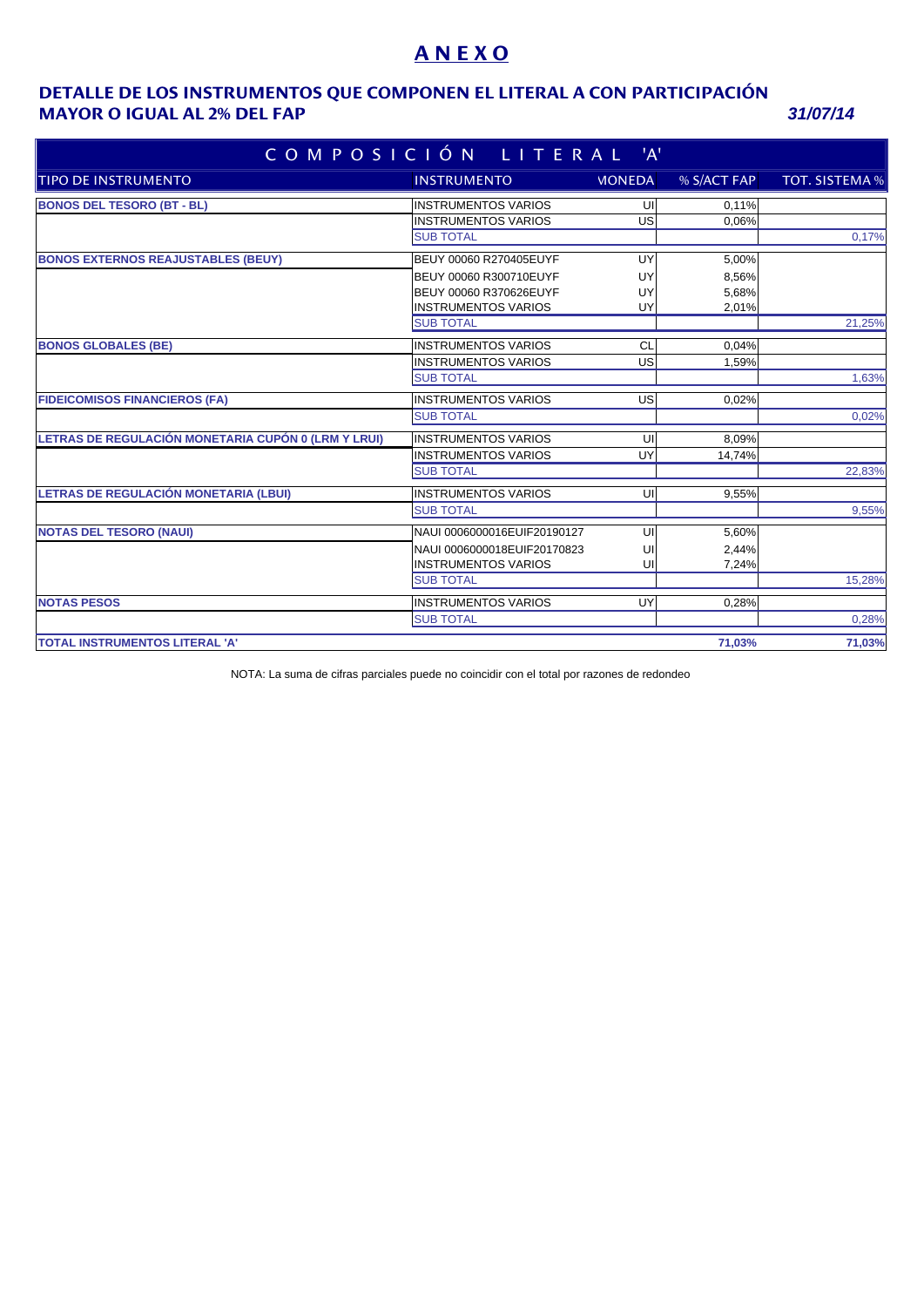# ANEXO

## DETALLE DE LOS INSTRUMENTOS QUE COMPONEN EL LITERAL A CON PARTICIPACIÓN MAYOR O IGUAL AL 2% DEL FAP

***31/07/14***

| COMPOSICIÓN LITERAL 'A' | | | | |
|---|---|---|---|---|
| **TIPO DE INSTRUMENTO** | **INSTRUMENTO** | **MONEDA** | **% S/ACT FAP** | **TOT. SISTEMA %** |
| **BONOS DEL TESORO (BT - BL)** | INSTRUMENTOS VARIOS | UI | 0,11% | |
| | INSTRUMENTOS VARIOS | US | 0,06% | |
| | SUB TOTAL | | | 0,17% |
| **BONOS EXTERNOS REAJUSTABLES (BEUY)** | BEUY 00060 R270405EUYF | UY | 5,00% | |
| | BEUY 00060 R300710EUYF | UY | 8,56% | |
| | BEUY 00060 R370626EUYF | UY | 5,68% | |
| | INSTRUMENTOS VARIOS | UY | 2,01% | |
| | SUB TOTAL | | | 21,25% |
| **BONOS GLOBALES (BE)** | INSTRUMENTOS VARIOS | CL | 0,04% | |
| | INSTRUMENTOS VARIOS | US | 1,59% | |
| | SUB TOTAL | | | 1,63% |
| **FIDEICOMISOS FINANCIEROS (FA)** | INSTRUMENTOS VARIOS | US | 0,02% | |
| | SUB TOTAL | | | 0,02% |
| **LETRAS DE REGULACIÓN MONETARIA CUPÓN 0 (LRM Y LRUI)** | INSTRUMENTOS VARIOS | UI | 8,09% | |
| | INSTRUMENTOS VARIOS | UY | 14,74% | |
| | SUB TOTAL | | | 22,83% |
| **LETRAS DE REGULACIÓN MONETARIA (LBUI)** | INSTRUMENTOS VARIOS | UI | 9,55% | |
| | SUB TOTAL | | | 9,55% |
| **NOTAS DEL TESORO (NAUI)** | NAUI 0006000016EUIF20190127 | UI | 5,60% | |
| | NAUI 0006000018EUIF20170823 | UI | 2,44% | |
| | INSTRUMENTOS VARIOS | UI | 7,24% | |
| | SUB TOTAL | | | 15,28% |
| **NOTAS PESOS** | INSTRUMENTOS VARIOS | UY | 0,28% | |
| | SUB TOTAL | | | 0,28% |
| **TOTAL INSTRUMENTOS LITERAL 'A'** | | | **71,03%** | **71,03%** |

NOTA: La suma de cifras parciales puede no coincidir con el total por razones de redondeo